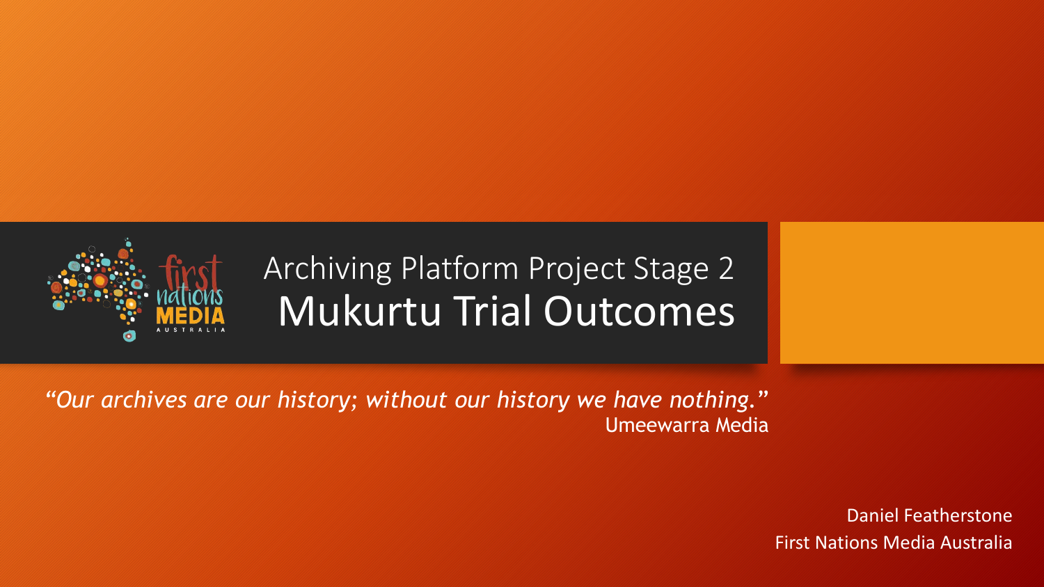# Archiving Platform Project Stage 2

# Mukurtu Trial Outcomes

*"Our archives are our history; without our history we have nothing."*
Umeewarra Media

Daniel Featherstone
First Nations Media Australia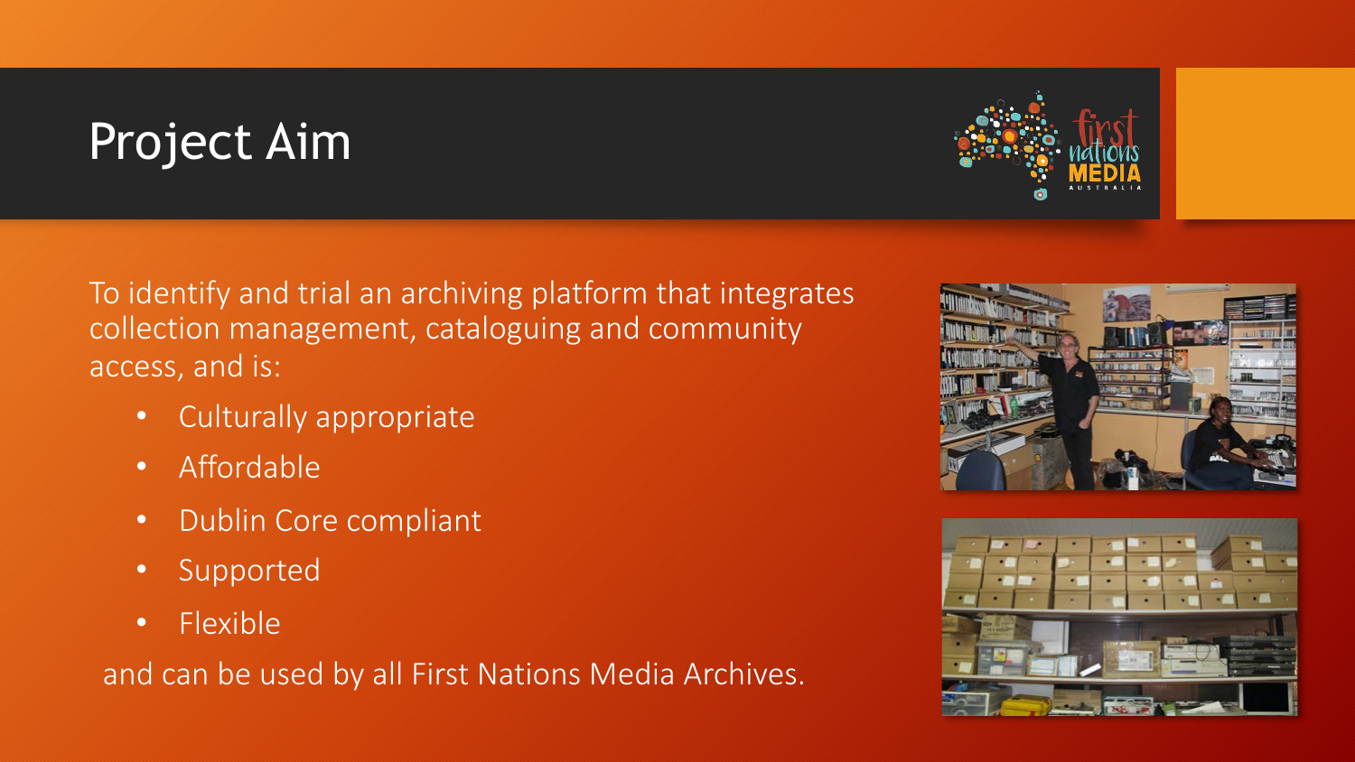# Project Aim

To identify and trial an archiving platform that integrates collection management, cataloguing and community access, and is:

- Culturally appropriate
- Affordable
- Dublin Core compliant
- Supported
- Flexible

and can be used by all First Nations Media Archives.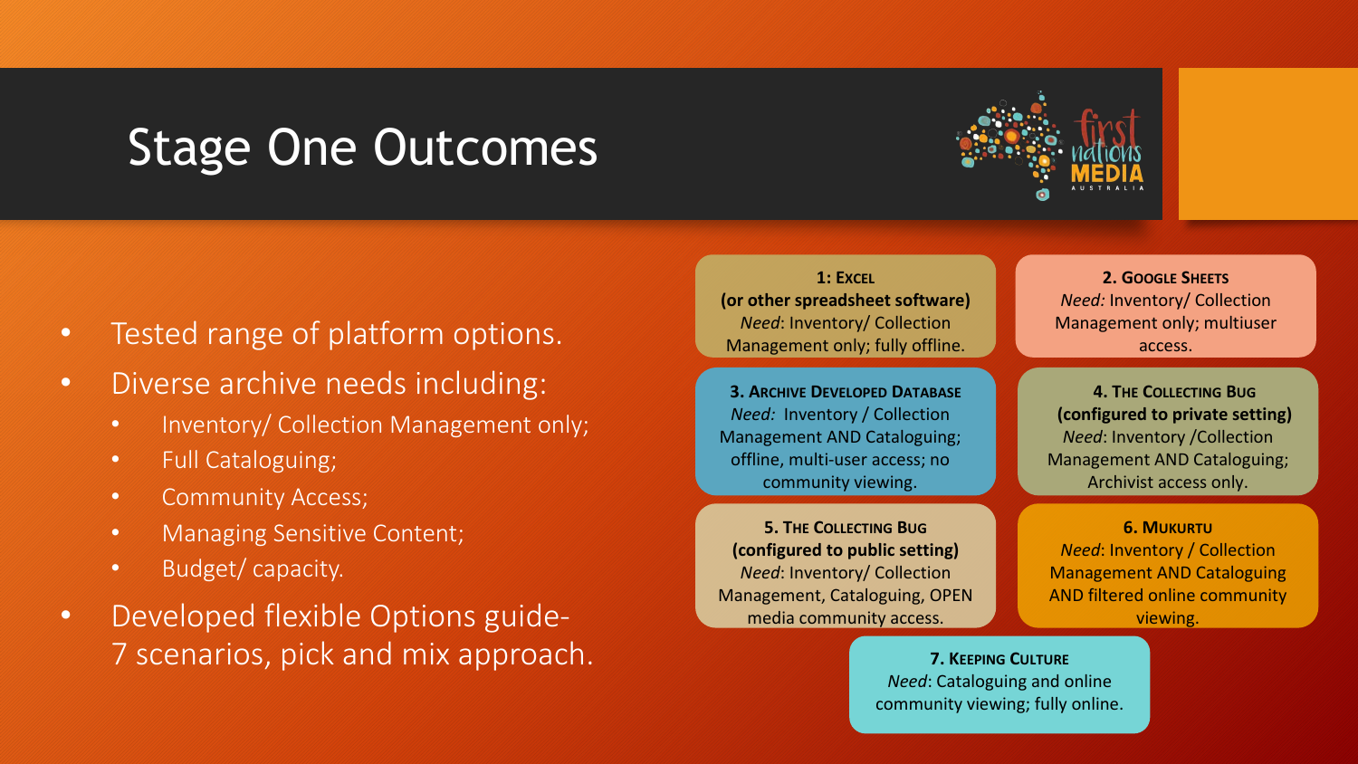# Stage One Outcomes

- Tested range of platform options.
- Diverse archive needs including:
  - Inventory/ Collection Management only;
  - Full Cataloguing;
  - Community Access;
  - Managing Sensitive Content;
  - Budget/ capacity.
- Developed flexible Options guide- 7 scenarios, pick and mix approach.

**1: Excel (or other spreadsheet software)**
*Need*: Inventory/ Collection Management only; fully offline.

**2. Google Sheets**
*Need:* Inventory/ Collection Management only; multiuser access.

**3. Archive Developed Database**
*Need:* Inventory / Collection Management AND Cataloguing; offline, multi-user access; no community viewing.

**4. The Collecting Bug (configured to private setting)**
*Need*: Inventory /Collection Management AND Cataloguing; Archivist access only.

**5. The Collecting Bug (configured to public setting)**
*Need*: Inventory/ Collection Management, Cataloguing, OPEN media community access.

**6. Mukurtu**
*Need*: Inventory / Collection Management AND Cataloguing AND filtered online community viewing.

**7. Keeping Culture**
*Need*: Cataloguing and online community viewing; fully online.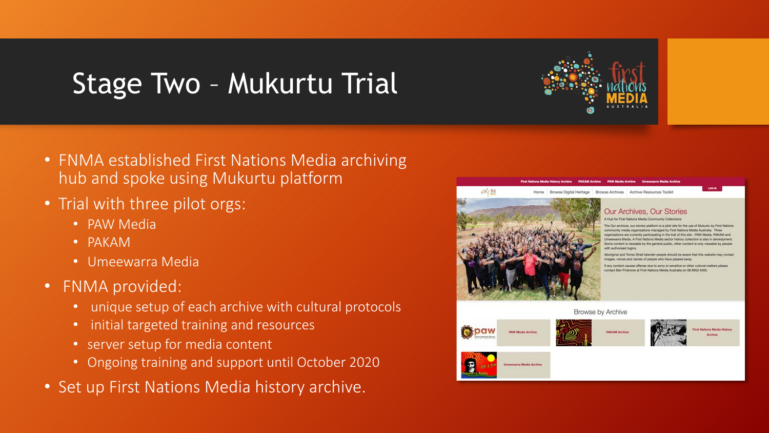# Stage Two – Mukurtu Trial

- FNMA established First Nations Media archiving hub and spoke using Mukurtu platform
- Trial with three pilot orgs:
  - PAW Media
  - PAKAM
  - Umeewarra Media
- FNMA provided:
  - unique setup of each archive with cultural protocols
  - initial targeted training and resources
  - server setup for media content
  - Ongoing training and support until October 2020
- Set up First Nations Media history archive.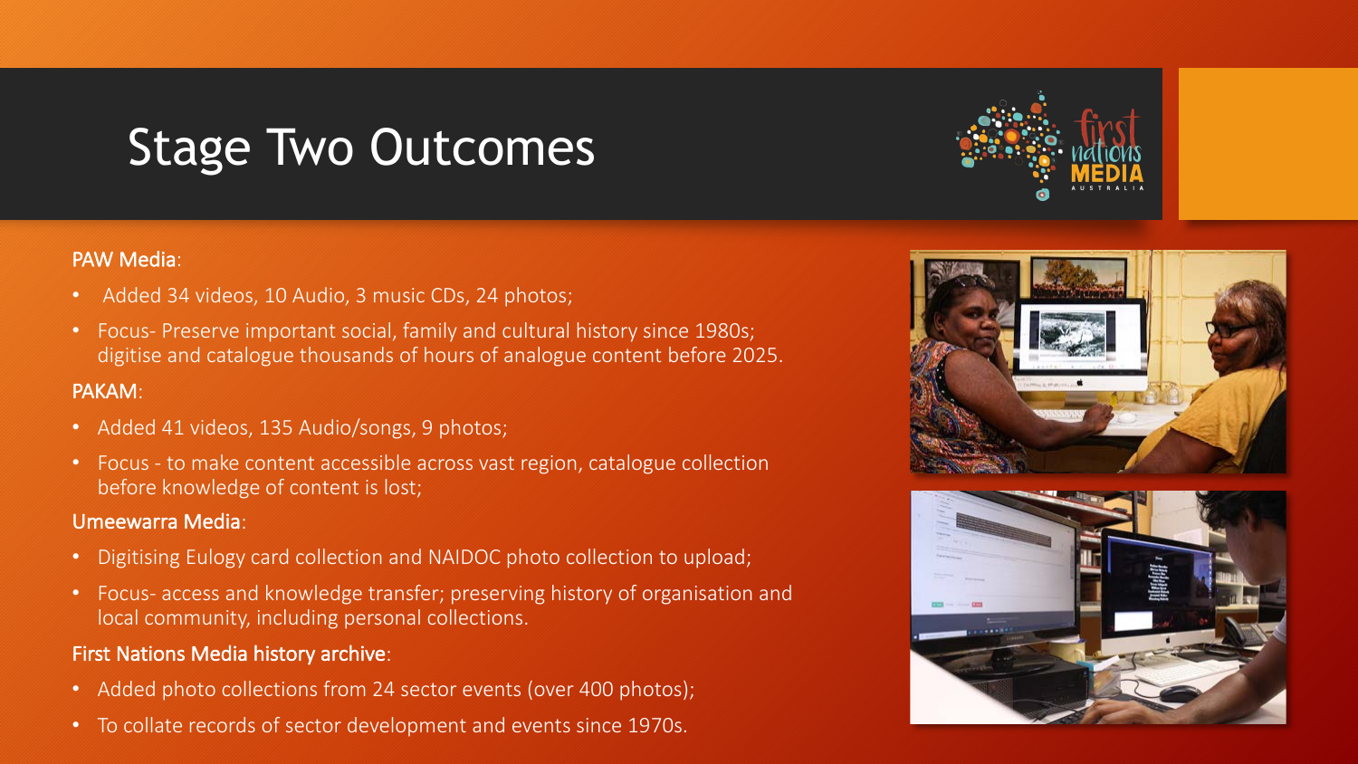# Stage Two Outcomes

PAW Media:

- Added 34 videos, 10 Audio, 3 music CDs, 24 photos;
- Focus- Preserve important social, family and cultural history since 1980s; digitise and catalogue thousands of hours of analogue content before 2025.

PAKAM:

- Added 41 videos, 135 Audio/songs, 9 photos;
- Focus - to make content accessible across vast region, catalogue collection before knowledge of content is lost;

Umeewarra Media:

- Digitising Eulogy card collection and NAIDOC photo collection to upload;
- Focus- access and knowledge transfer; preserving history of organisation and local community, including personal collections.

First Nations Media history archive:

- Added photo collections from 24 sector events (over 400 photos);
- To collate records of sector development and events since 1970s.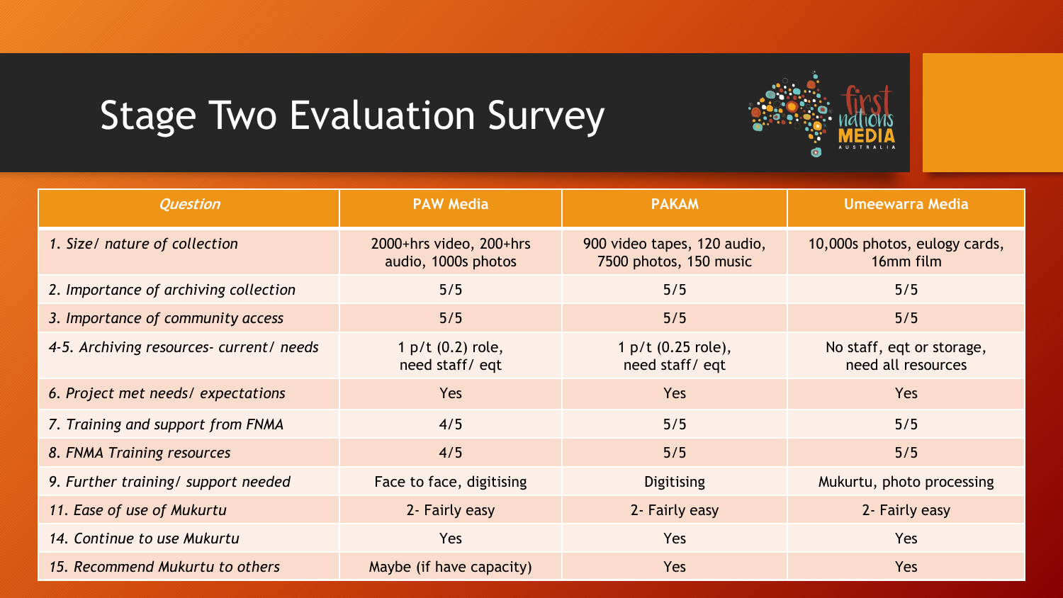# Stage Two Evaluation Survey

| *Question* | PAW Media | PAKAM | Umeewarra Media |
|---|---|---|---|
| *1. Size/ nature of collection* | 2000+hrs video, 200+hrs audio, 1000s photos | 900 video tapes, 120 audio, 7500 photos, 150 music | 10,000s photos, eulogy cards, 16mm film |
| *2. Importance of archiving collection* | 5/5 | 5/5 | 5/5 |
| *3. Importance of community access* | 5/5 | 5/5 | 5/5 |
| *4-5. Archiving resources- current/ needs* | 1 p/t (0.2) role, need staff/ eqt | 1 p/t (0.25 role), need staff/ eqt | No staff, eqt or storage, need all resources |
| *6. Project met needs/ expectations* | Yes | Yes | Yes |
| *7. Training and support from FNMA* | 4/5 | 5/5 | 5/5 |
| *8. FNMA Training resources* | 4/5 | 5/5 | 5/5 |
| *9. Further training/ support needed* | Face to face, digitising | Digitising | Mukurtu, photo processing |
| *11. Ease of use of Mukurtu* | 2- Fairly easy | 2- Fairly easy | 2- Fairly easy |
| *14. Continue to use Mukurtu* | Yes | Yes | Yes |
| *15. Recommend Mukurtu to others* | Maybe (if have capacity) | Yes | Yes |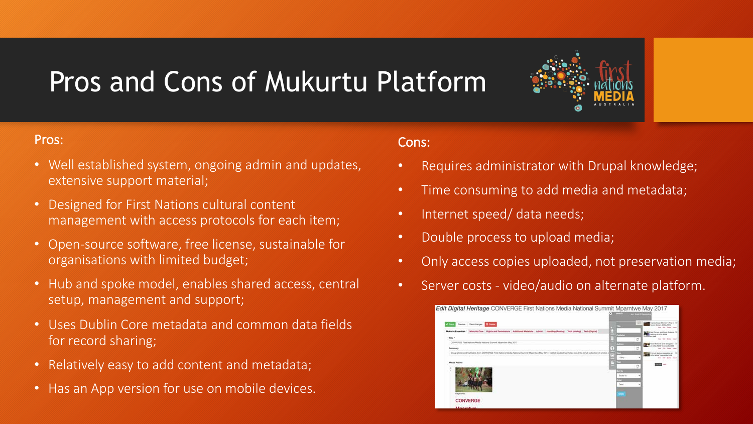# Pros and Cons of Mukurtu Platform

## Pros:

- Well established system, ongoing admin and updates, extensive support material;
- Designed for First Nations cultural content management with access protocols for each item;
- Open-source software, free license, sustainable for organisations with limited budget;
- Hub and spoke model, enables shared access, central setup, management and support;
- Uses Dublin Core metadata and common data fields for record sharing;
- Relatively easy to add content and metadata;
- Has an App version for use on mobile devices.

## Cons:

- Requires administrator with Drupal knowledge;
- Time consuming to add media and metadata;
- Internet speed/ data needs;
- Double process to upload media;
- Only access copies uploaded, not preservation media;
- Server costs - video/audio on alternate platform.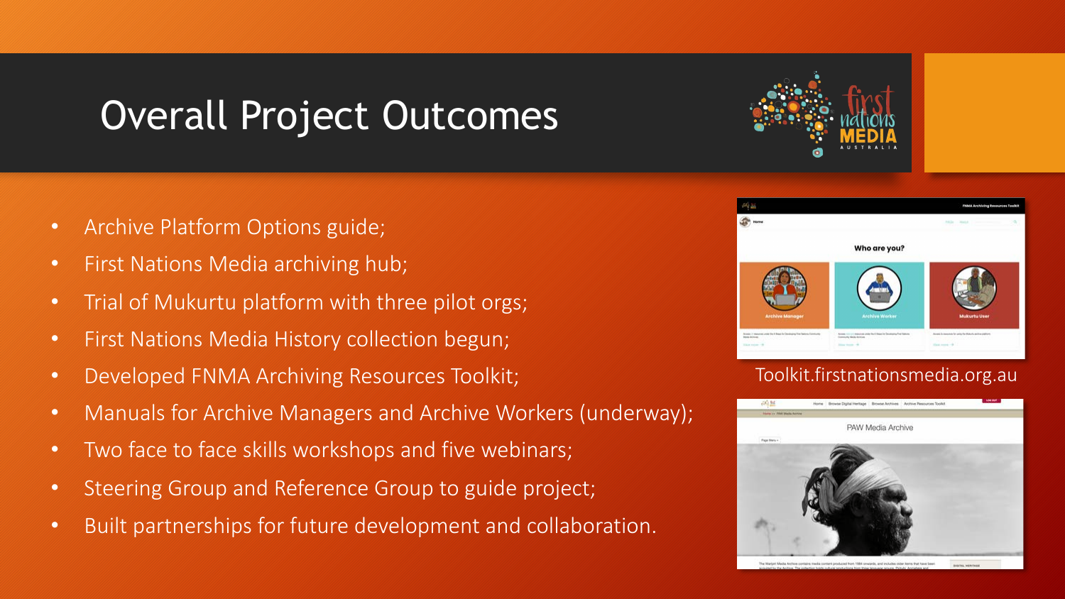# Overall Project Outcomes

- Archive Platform Options guide;
- First Nations Media archiving hub;
- Trial of Mukurtu platform with three pilot orgs;
- First Nations Media History collection begun;
- Developed FNMA Archiving Resources Toolkit;
- Manuals for Archive Managers and Archive Workers (underway);
- Two face to face skills workshops and five webinars;
- Steering Group and Reference Group to guide project;
- Built partnerships for future development and collaboration.

Toolkit.firstnationsmedia.org.au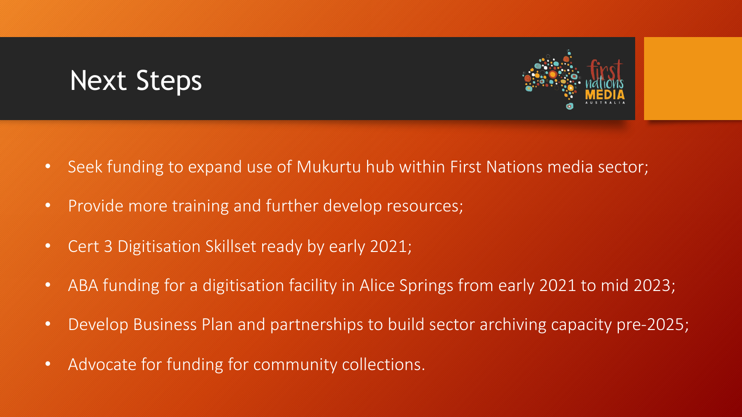# Next Steps

- Seek funding to expand use of Mukurtu hub within First Nations media sector;
- Provide more training and further develop resources;
- Cert 3 Digitisation Skillset ready by early 2021;
- ABA funding for a digitisation facility in Alice Springs from early 2021 to mid 2023;
- Develop Business Plan and partnerships to build sector archiving capacity pre-2025;
- Advocate for funding for community collections.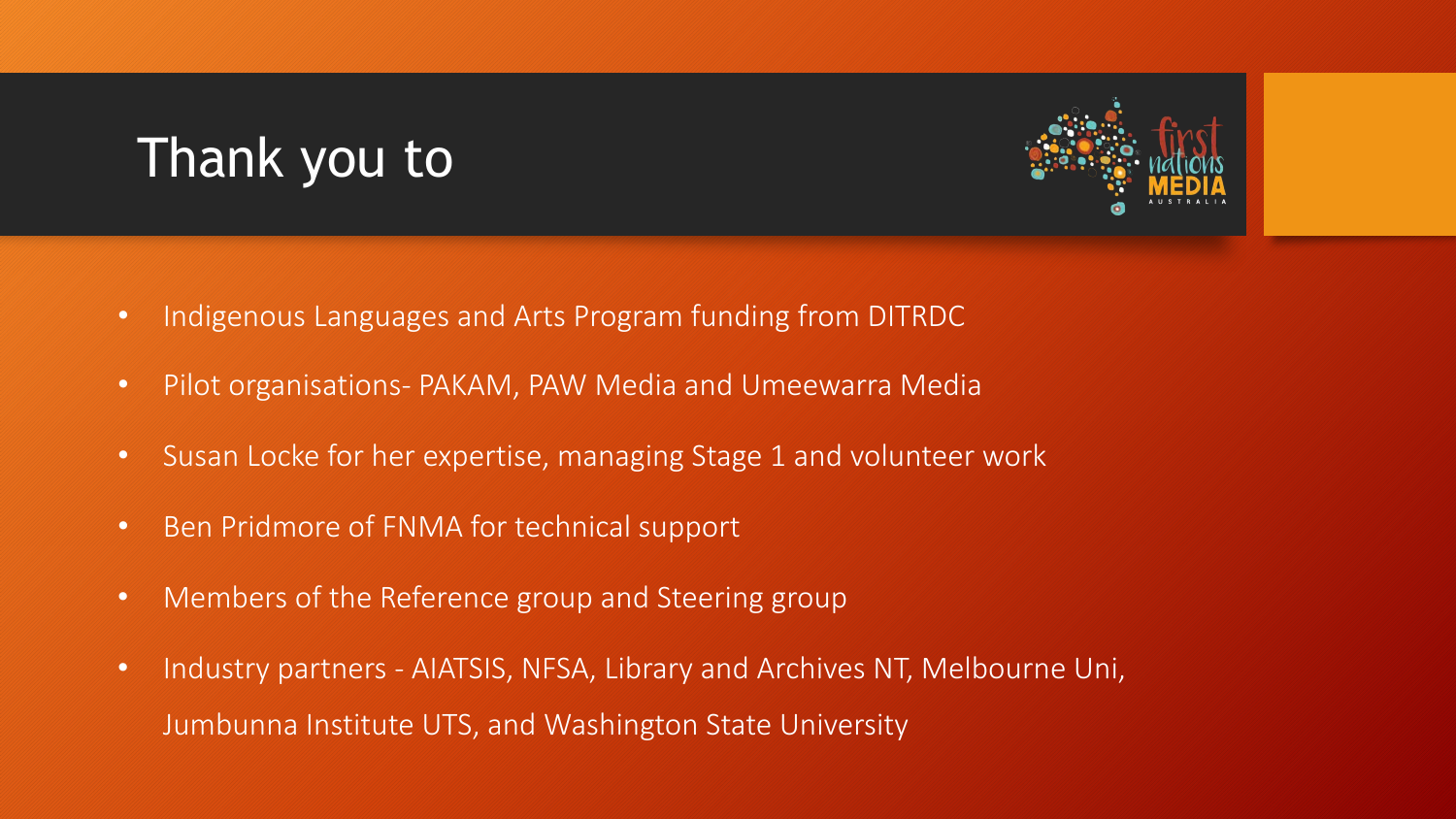# Thank you to

- Indigenous Languages and Arts Program funding from DITRDC
- Pilot organisations- PAKAM, PAW Media and Umeewarra Media
- Susan Locke for her expertise, managing Stage 1 and volunteer work
- Ben Pridmore of FNMA for technical support
- Members of the Reference group and Steering group
- Industry partners - AIATSIS, NFSA, Library and Archives NT, Melbourne Uni, Jumbunna Institute UTS, and Washington State University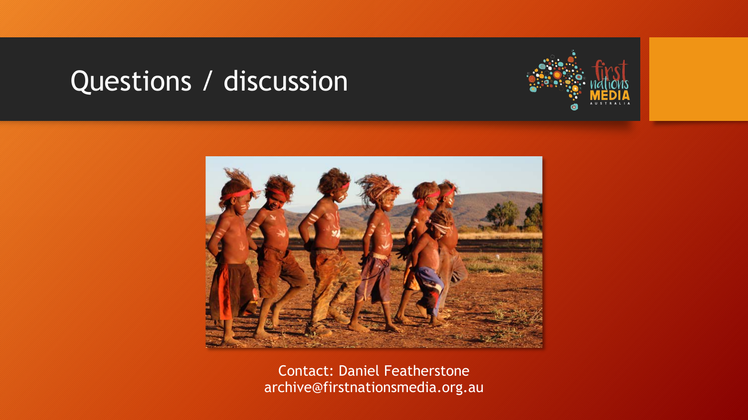# Questions / discussion

Contact: Daniel Featherstone
archive@firstnationsmedia.org.au